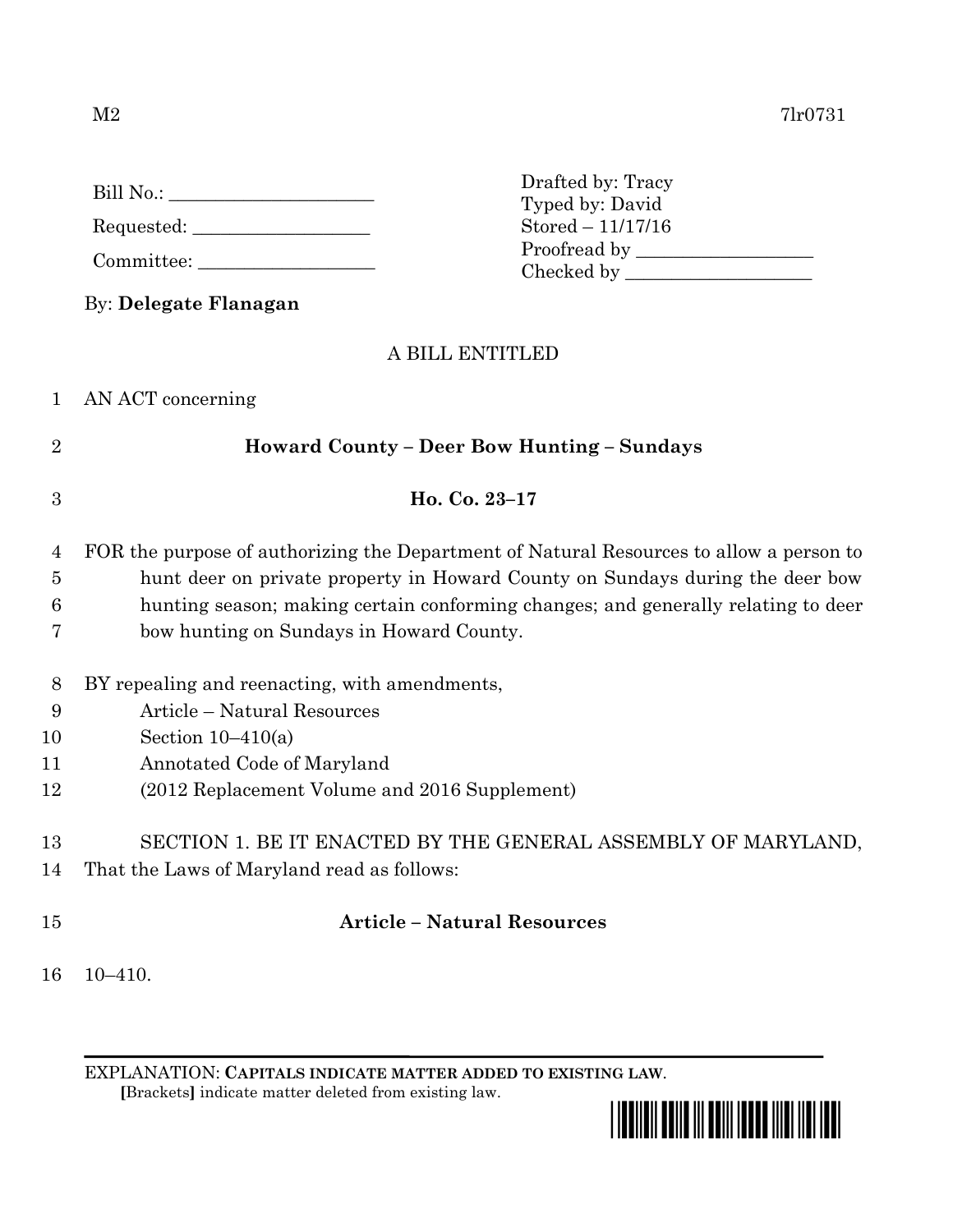M2 7lr0731

Bill No.: ____________________

Requested: __________________

Committee: __________________

Drafted by: Tracy
Typed by: David
Stored – 11/17/16
Proofread by __________________
Checked by ___________________

By: **Delegate Flanagan**

A BILL ENTITLED

1 AN ACT concerning

2 **Howard County – Deer Bow Hunting – Sundays**

3 **Ho. Co. 23–17**

4 FOR the purpose of authorizing the Department of Natural Resources to allow a person to
5 hunt deer on private property in Howard County on Sundays during the deer bow
6 hunting season; making certain conforming changes; and generally relating to deer
7 bow hunting on Sundays in Howard County.

8 BY repealing and reenacting, with amendments,
9 Article – Natural Resources
10 Section 10–410(a)
11 Annotated Code of Maryland
12 (2012 Replacement Volume and 2016 Supplement)

13 SECTION 1. BE IT ENACTED BY THE GENERAL ASSEMBLY OF MARYLAND,
14 That the Laws of Maryland read as follows:

15 **Article – Natural Resources**

16 10–410.

EXPLANATION: **CAPITALS INDICATE MATTER ADDED TO EXISTING LAW.**
**[**Brackets**]** indicate matter deleted from existing law.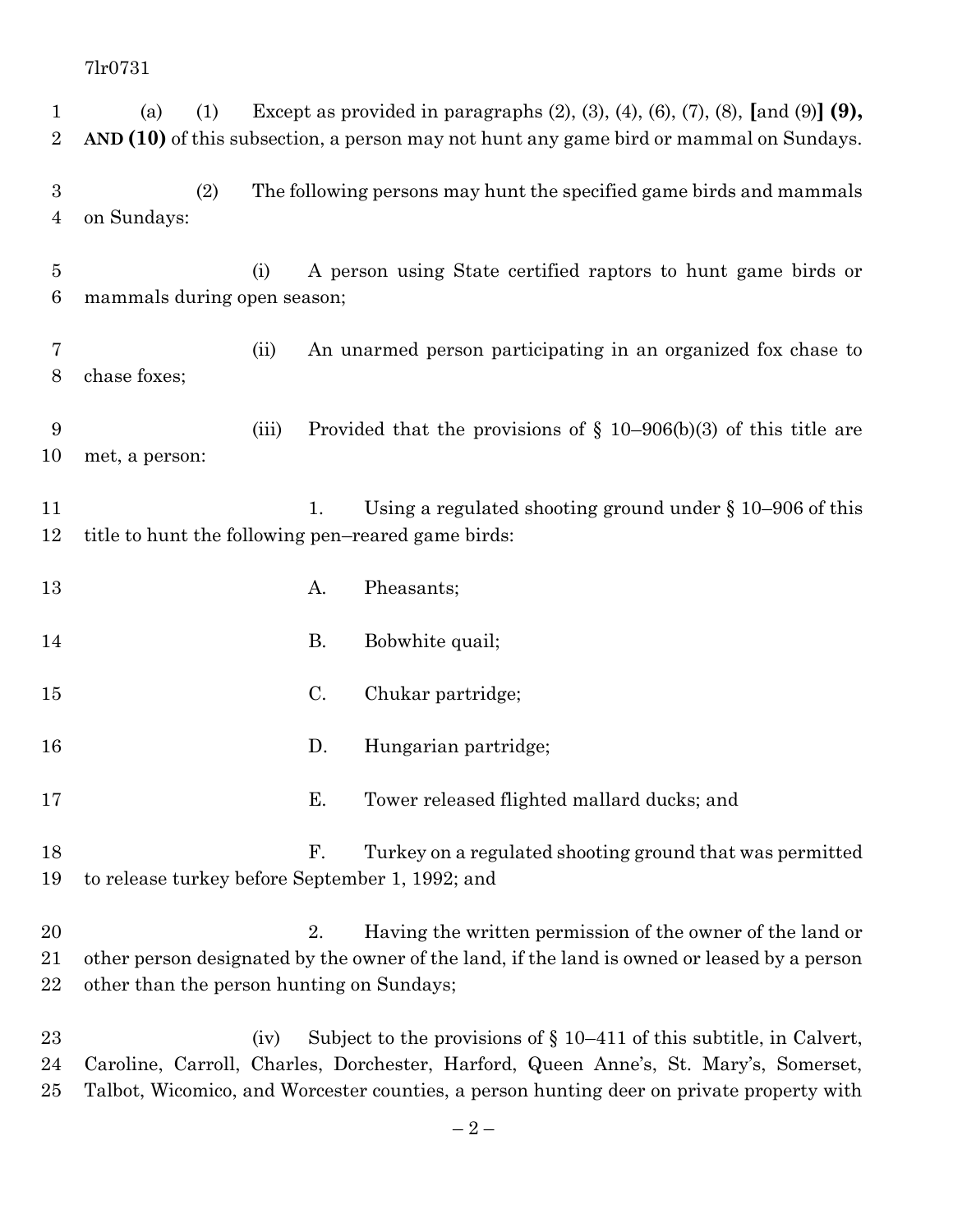(a) (1) Except as provided in paragraphs (2), (3), (4), (6), (7), (8), [and (9)] **(9), AND (10)** of this subsection, a person may not hunt any game bird or mammal on Sundays.

(2) The following persons may hunt the specified game birds and mammals on Sundays:

(i) A person using State certified raptors to hunt game birds or mammals during open season;

(ii) An unarmed person participating in an organized fox chase to chase foxes;

(iii) Provided that the provisions of § 10–906(b)(3) of this title are met, a person:

1. Using a regulated shooting ground under § 10–906 of this title to hunt the following pen–reared game birds:

A. Pheasants;

B. Bobwhite quail;

C. Chukar partridge;

D. Hungarian partridge;

E. Tower released flighted mallard ducks; and

F. Turkey on a regulated shooting ground that was permitted to release turkey before September 1, 1992; and

2. Having the written permission of the owner of the land or other person designated by the owner of the land, if the land is owned or leased by a person other than the person hunting on Sundays;

(iv) Subject to the provisions of § 10–411 of this subtitle, in Calvert, Caroline, Carroll, Charles, Dorchester, Harford, Queen Anne's, St. Mary's, Somerset, Talbot, Wicomico, and Worcester counties, a person hunting deer on private property with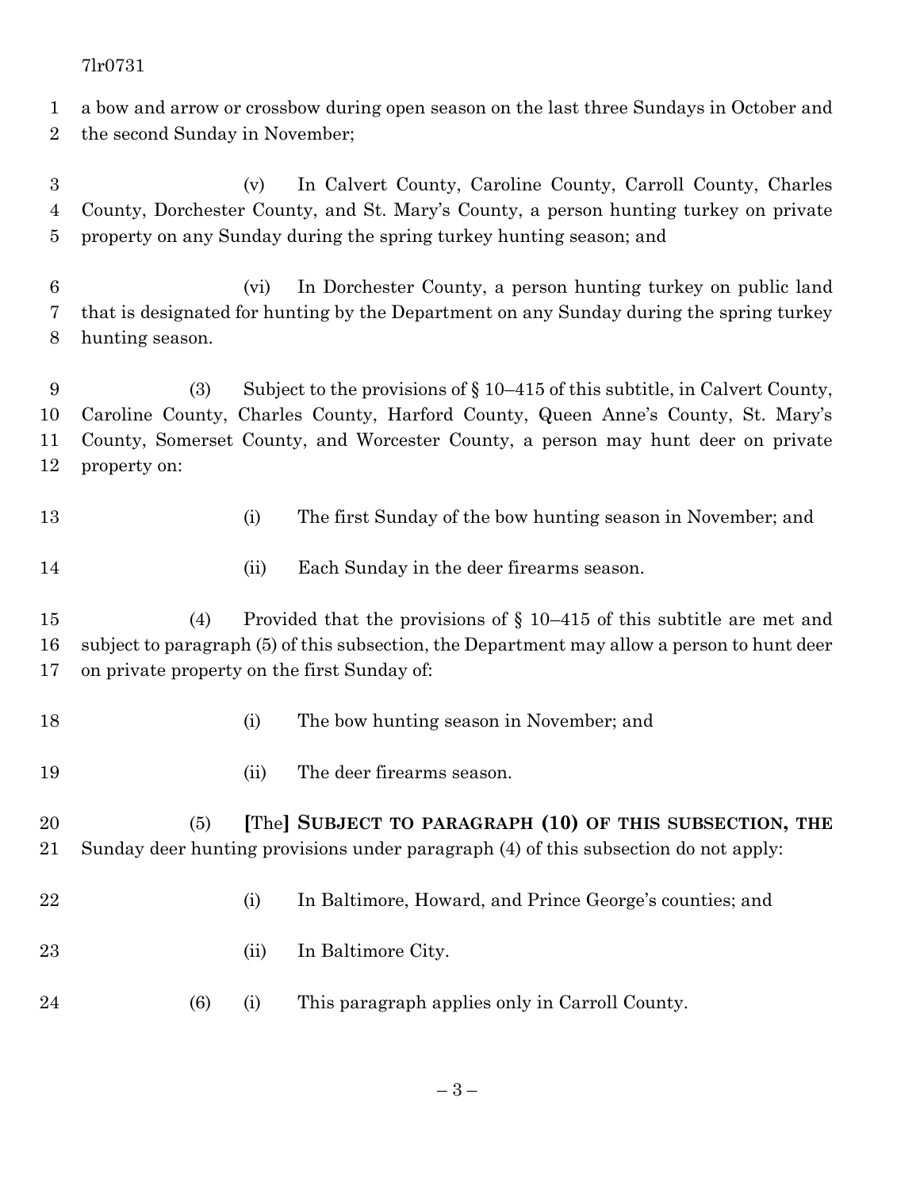a bow and arrow or crossbow during open season on the last three Sundays in October and the second Sunday in November;

(v) In Calvert County, Caroline County, Carroll County, Charles County, Dorchester County, and St. Mary's County, a person hunting turkey on private property on any Sunday during the spring turkey hunting season; and

(vi) In Dorchester County, a person hunting turkey on public land that is designated for hunting by the Department on any Sunday during the spring turkey hunting season.

(3) Subject to the provisions of § 10–415 of this subtitle, in Calvert County, Caroline County, Charles County, Harford County, Queen Anne's County, St. Mary's County, Somerset County, and Worcester County, a person may hunt deer on private property on:

(i) The first Sunday of the bow hunting season in November; and

(ii) Each Sunday in the deer firearms season.

(4) Provided that the provisions of § 10–415 of this subtitle are met and subject to paragraph (5) of this subsection, the Department may allow a person to hunt deer on private property on the first Sunday of:

(i) The bow hunting season in November; and

(ii) The deer firearms season.

(5) **[**The**]** **SUBJECT TO PARAGRAPH (10) OF THIS SUBSECTION, THE** Sunday deer hunting provisions under paragraph (4) of this subsection do not apply:

(i) In Baltimore, Howard, and Prince George's counties; and

(ii) In Baltimore City.

(6) (i) This paragraph applies only in Carroll County.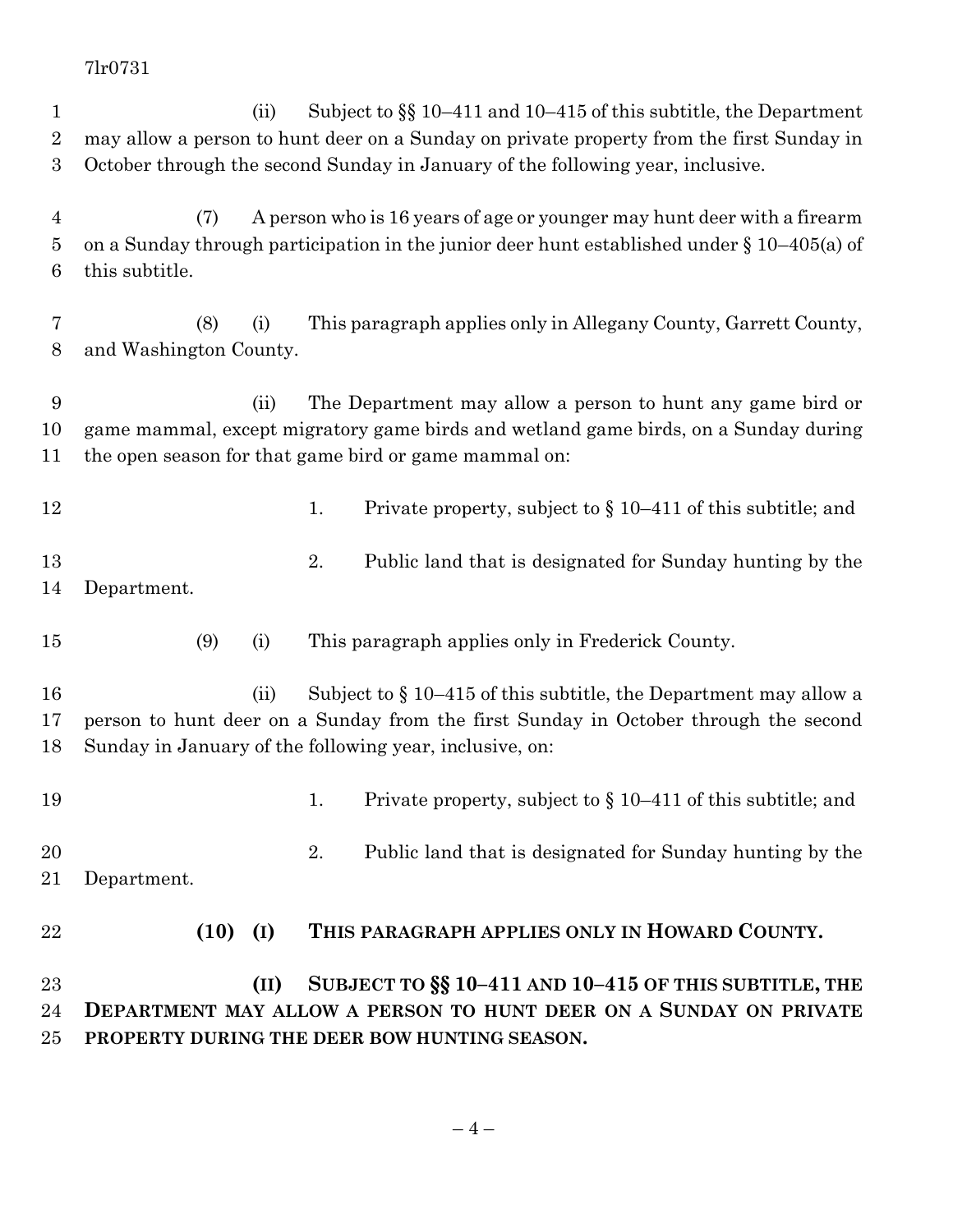(ii) Subject to §§ 10–411 and 10–415 of this subtitle, the Department may allow a person to hunt deer on a Sunday on private property from the first Sunday in October through the second Sunday in January of the following year, inclusive.

(7) A person who is 16 years of age or younger may hunt deer with a firearm on a Sunday through participation in the junior deer hunt established under § 10–405(a) of this subtitle.

(8) (i) This paragraph applies only in Allegany County, Garrett County, and Washington County.

(ii) The Department may allow a person to hunt any game bird or game mammal, except migratory game birds and wetland game birds, on a Sunday during the open season for that game bird or game mammal on:

1. Private property, subject to § 10–411 of this subtitle; and

2. Public land that is designated for Sunday hunting by the Department.

(9) (i) This paragraph applies only in Frederick County.

(ii) Subject to § 10–415 of this subtitle, the Department may allow a person to hunt deer on a Sunday from the first Sunday in October through the second Sunday in January of the following year, inclusive, on:

1. Private property, subject to § 10–411 of this subtitle; and

2. Public land that is designated for Sunday hunting by the Department.

**(10) (I) THIS PARAGRAPH APPLIES ONLY IN HOWARD COUNTY.**

**(II) SUBJECT TO §§ 10–411 AND 10–415 OF THIS SUBTITLE, THE DEPARTMENT MAY ALLOW A PERSON TO HUNT DEER ON A SUNDAY ON PRIVATE PROPERTY DURING THE DEER BOW HUNTING SEASON.**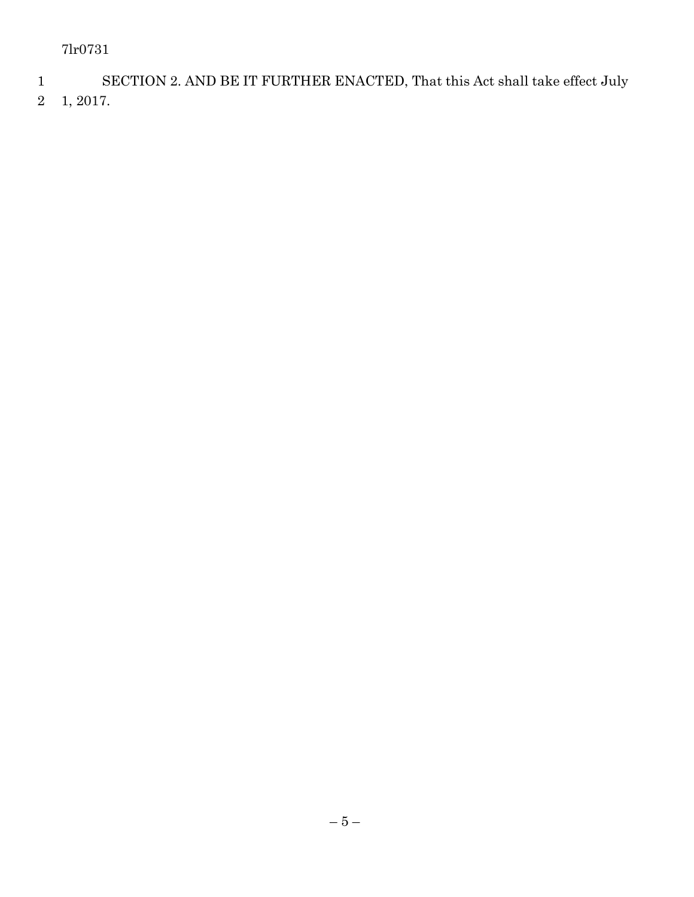SECTION 2. AND BE IT FURTHER ENACTED, That this Act shall take effect July 1, 2017.